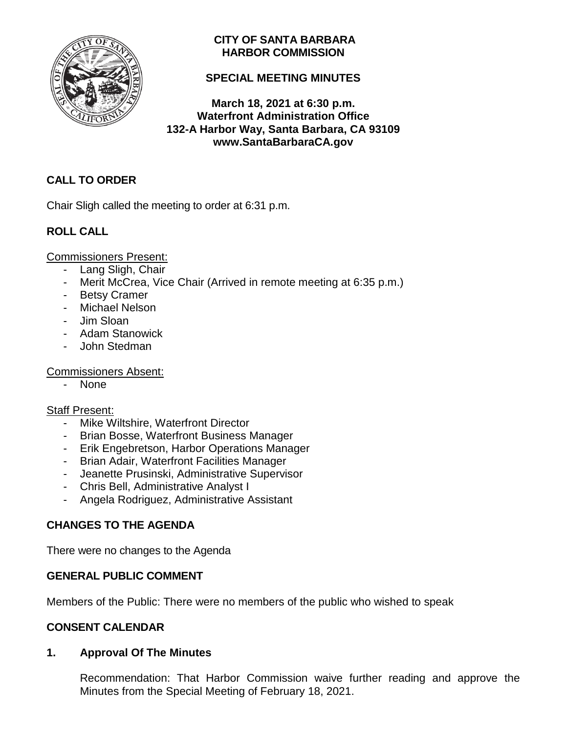# CITY OF SANTA BARBARA HARBOR COMMISSION

## SPECIAL MEETING MINUTES

**March 18, 2021 at 6:30 p.m.**
**Waterfront Administration Office**
**132-A Harbor Way, Santa Barbara, CA 93109**
**www.SantaBarbaraCA.gov**

## CALL TO ORDER

Chair Sligh called the meeting to order at 6:31 p.m.

## ROLL CALL

Commissioners Present:

- Lang Sligh, Chair
- Merit McCrea, Vice Chair (Arrived in remote meeting at 6:35 p.m.)
- Betsy Cramer
- Michael Nelson
- Jim Sloan
- Adam Stanowick
- John Stedman

Commissioners Absent:

- None

Staff Present:

- Mike Wiltshire, Waterfront Director
- Brian Bosse, Waterfront Business Manager
- Erik Engebretson, Harbor Operations Manager
- Brian Adair, Waterfront Facilities Manager
- Jeanette Prusinski, Administrative Supervisor
- Chris Bell, Administrative Analyst I
- Angela Rodriguez, Administrative Assistant

## CHANGES TO THE AGENDA

There were no changes to the Agenda

## GENERAL PUBLIC COMMENT

Members of the Public: There were no members of the public who wished to speak

## CONSENT CALENDAR

### 1. Approval Of The Minutes

Recommendation: That Harbor Commission waive further reading and approve the Minutes from the Special Meeting of February 18, 2021.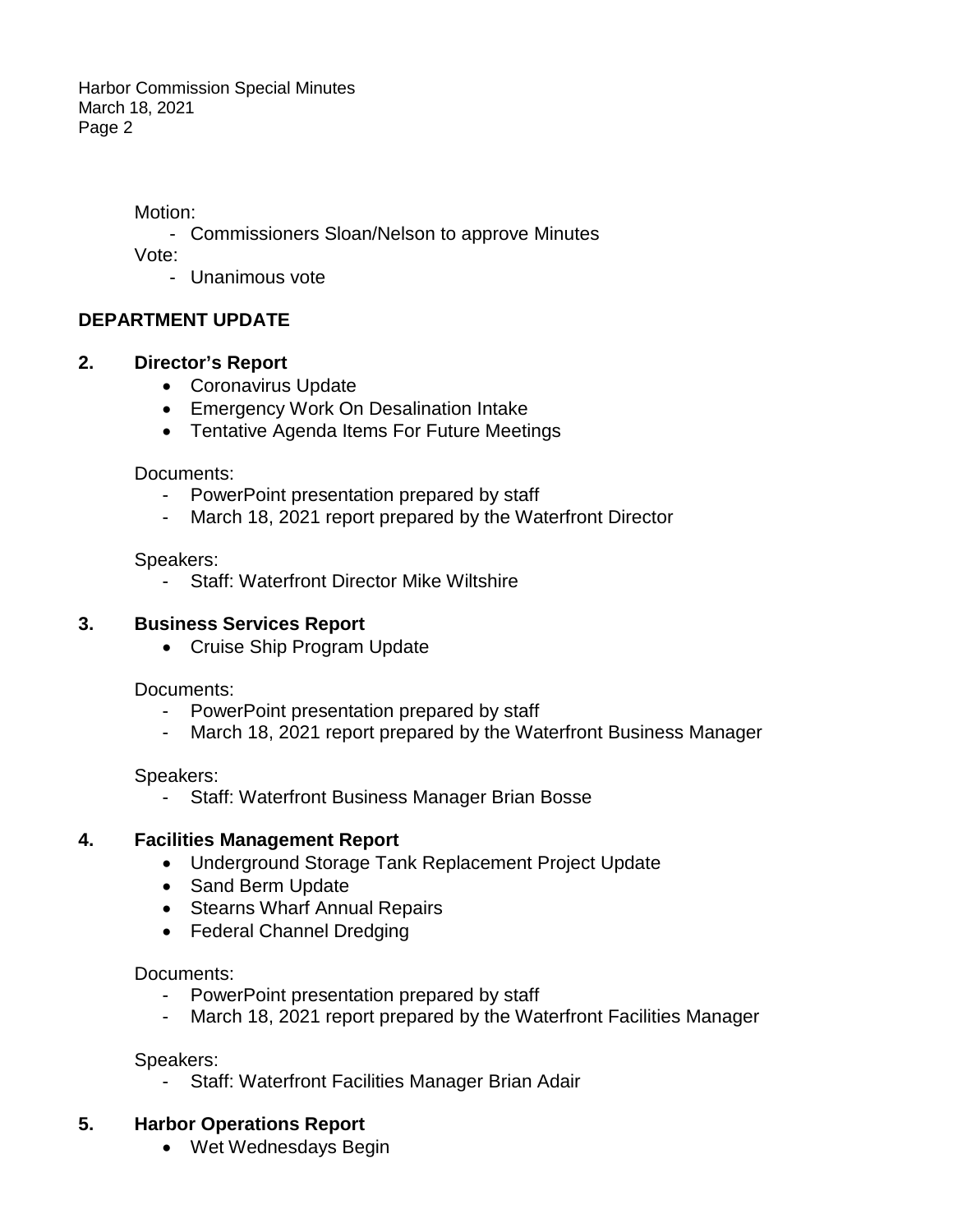Motion:

- Commissioners Sloan/Nelson to approve Minutes

Vote:

- Unanimous vote

## DEPARTMENT UPDATE

### 2. Director's Report

- Coronavirus Update
- Emergency Work On Desalination Intake
- Tentative Agenda Items For Future Meetings

Documents:

- PowerPoint presentation prepared by staff
- March 18, 2021 report prepared by the Waterfront Director

Speakers:

- Staff: Waterfront Director Mike Wiltshire

### 3. Business Services Report

- Cruise Ship Program Update

Documents:

- PowerPoint presentation prepared by staff
- March 18, 2021 report prepared by the Waterfront Business Manager

Speakers:

- Staff: Waterfront Business Manager Brian Bosse

### 4. Facilities Management Report

- Underground Storage Tank Replacement Project Update
- Sand Berm Update
- Stearns Wharf Annual Repairs
- Federal Channel Dredging

Documents:

- PowerPoint presentation prepared by staff
- March 18, 2021 report prepared by the Waterfront Facilities Manager

Speakers:

- Staff: Waterfront Facilities Manager Brian Adair

### 5. Harbor Operations Report

- Wet Wednesdays Begin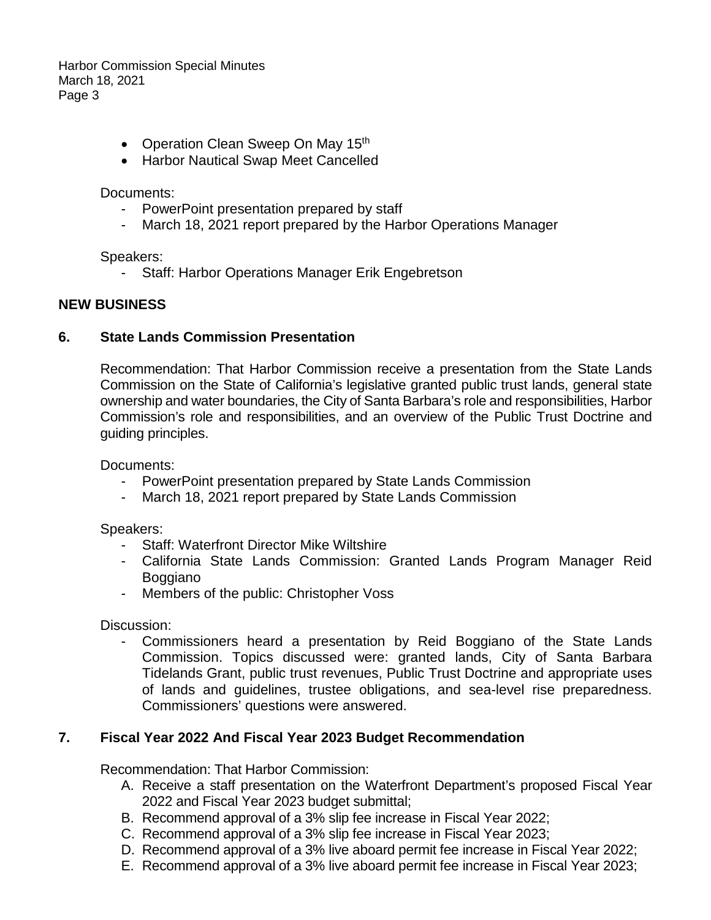- Operation Clean Sweep On May 15th
- Harbor Nautical Swap Meet Cancelled

Documents:

- PowerPoint presentation prepared by staff
- March 18, 2021 report prepared by the Harbor Operations Manager

Speakers:

- Staff: Harbor Operations Manager Erik Engebretson

## NEW BUSINESS

### 6. State Lands Commission Presentation

Recommendation: That Harbor Commission receive a presentation from the State Lands Commission on the State of California's legislative granted public trust lands, general state ownership and water boundaries, the City of Santa Barbara's role and responsibilities, Harbor Commission's role and responsibilities, and an overview of the Public Trust Doctrine and guiding principles.

Documents:

- PowerPoint presentation prepared by State Lands Commission
- March 18, 2021 report prepared by State Lands Commission

Speakers:

- Staff: Waterfront Director Mike Wiltshire
- California State Lands Commission: Granted Lands Program Manager Reid Boggiano
- Members of the public: Christopher Voss

Discussion:

- Commissioners heard a presentation by Reid Boggiano of the State Lands Commission. Topics discussed were: granted lands, City of Santa Barbara Tidelands Grant, public trust revenues, Public Trust Doctrine and appropriate uses of lands and guidelines, trustee obligations, and sea-level rise preparedness. Commissioners' questions were answered.

### 7. Fiscal Year 2022 And Fiscal Year 2023 Budget Recommendation

Recommendation: That Harbor Commission:

A. Receive a staff presentation on the Waterfront Department's proposed Fiscal Year 2022 and Fiscal Year 2023 budget submittal;
B. Recommend approval of a 3% slip fee increase in Fiscal Year 2022;
C. Recommend approval of a 3% slip fee increase in Fiscal Year 2023;
D. Recommend approval of a 3% live aboard permit fee increase in Fiscal Year 2022;
E. Recommend approval of a 3% live aboard permit fee increase in Fiscal Year 2023;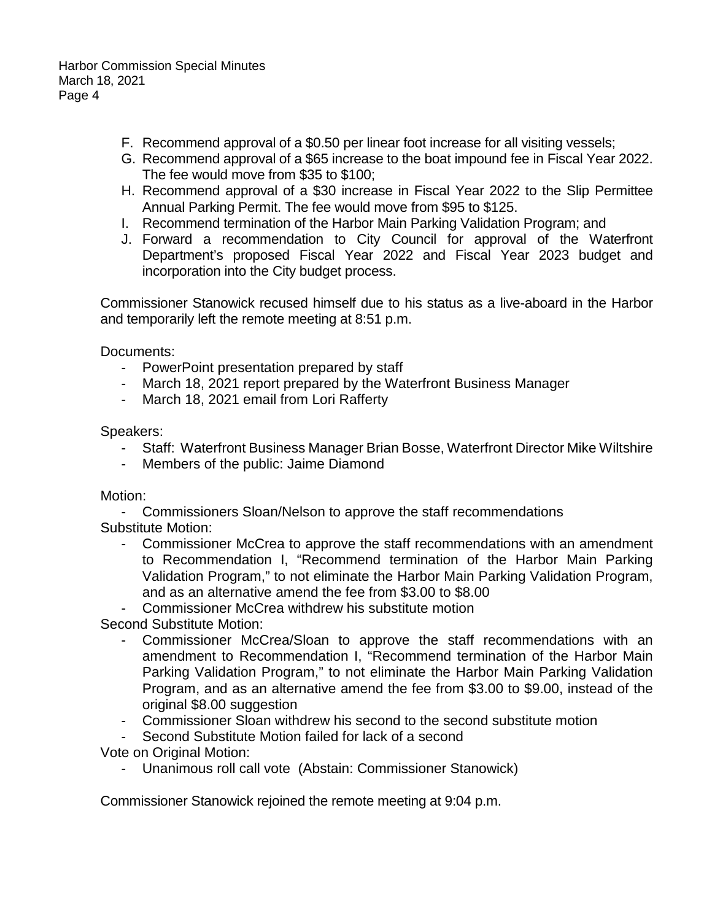F. Recommend approval of a $0.50 per linear foot increase for all visiting vessels;
G. Recommend approval of a $65 increase to the boat impound fee in Fiscal Year 2022. The fee would move from $35 to $100;
H. Recommend approval of a $30 increase in Fiscal Year 2022 to the Slip Permittee Annual Parking Permit. The fee would move from $95 to $125.
I. Recommend termination of the Harbor Main Parking Validation Program; and
J. Forward a recommendation to City Council for approval of the Waterfront Department's proposed Fiscal Year 2022 and Fiscal Year 2023 budget and incorporation into the City budget process.

Commissioner Stanowick recused himself due to his status as a live-aboard in the Harbor and temporarily left the remote meeting at 8:51 p.m.

Documents:

- PowerPoint presentation prepared by staff
- March 18, 2021 report prepared by the Waterfront Business Manager
- March 18, 2021 email from Lori Rafferty

Speakers:

- Staff: Waterfront Business Manager Brian Bosse, Waterfront Director Mike Wiltshire
- Members of the public: Jaime Diamond

Motion:

- Commissioners Sloan/Nelson to approve the staff recommendations

Substitute Motion:

- Commissioner McCrea to approve the staff recommendations with an amendment to Recommendation I, "Recommend termination of the Harbor Main Parking Validation Program," to not eliminate the Harbor Main Parking Validation Program, and as an alternative amend the fee from $3.00 to $8.00
- Commissioner McCrea withdrew his substitute motion

Second Substitute Motion:

- Commissioner McCrea/Sloan to approve the staff recommendations with an amendment to Recommendation I, "Recommend termination of the Harbor Main Parking Validation Program," to not eliminate the Harbor Main Parking Validation Program, and as an alternative amend the fee from $3.00 to $9.00, instead of the original $8.00 suggestion
- Commissioner Sloan withdrew his second to the second substitute motion
- Second Substitute Motion failed for lack of a second

Vote on Original Motion:

- Unanimous roll call vote (Abstain: Commissioner Stanowick)

Commissioner Stanowick rejoined the remote meeting at 9:04 p.m.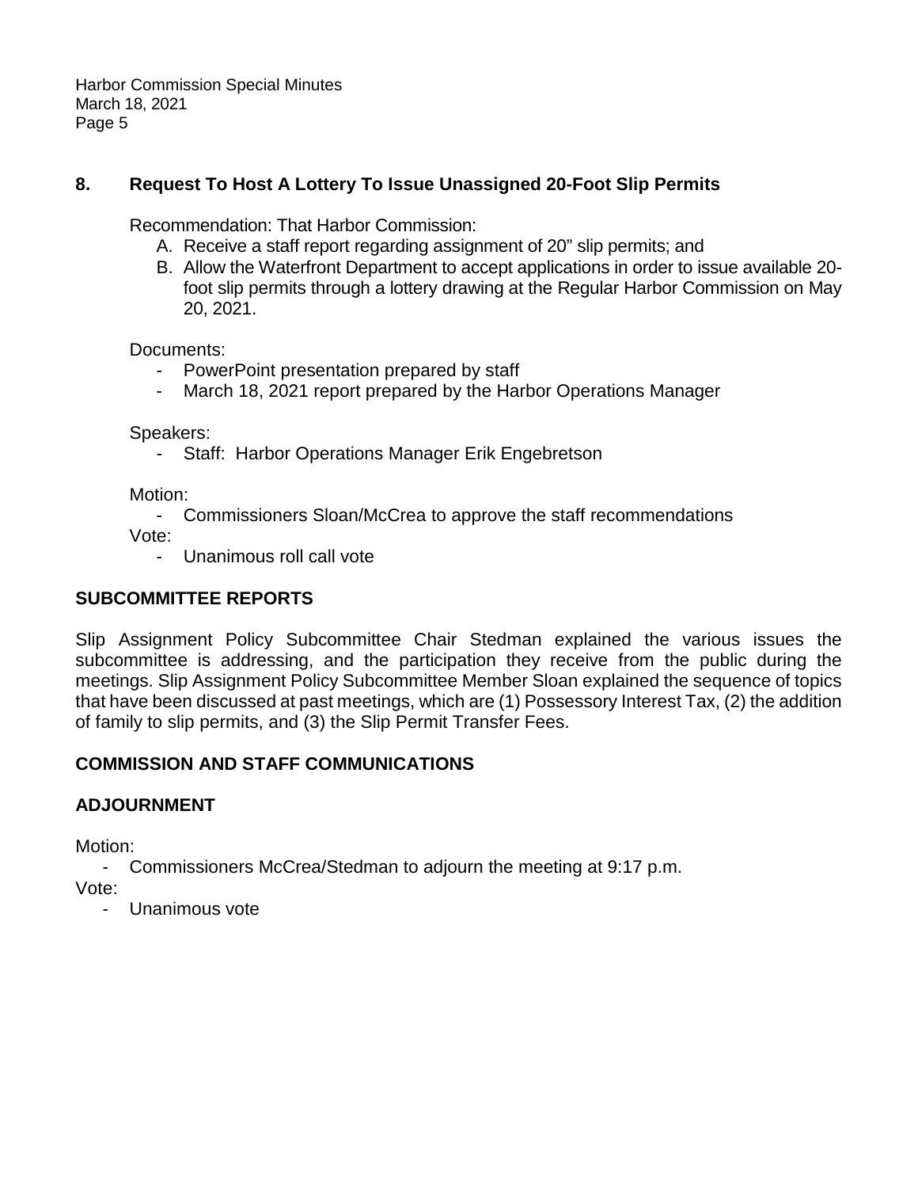## 8. Request To Host A Lottery To Issue Unassigned 20-Foot Slip Permits

Recommendation: That Harbor Commission:

A. Receive a staff report regarding assignment of 20" slip permits; and
B. Allow the Waterfront Department to accept applications in order to issue available 20-foot slip permits through a lottery drawing at the Regular Harbor Commission on May 20, 2021.

Documents:

- PowerPoint presentation prepared by staff
- March 18, 2021 report prepared by the Harbor Operations Manager

Speakers:

- Staff: Harbor Operations Manager Erik Engebretson

Motion:

- Commissioners Sloan/McCrea to approve the staff recommendations

Vote:

- Unanimous roll call vote

## SUBCOMMITTEE REPORTS

Slip Assignment Policy Subcommittee Chair Stedman explained the various issues the subcommittee is addressing, and the participation they receive from the public during the meetings. Slip Assignment Policy Subcommittee Member Sloan explained the sequence of topics that have been discussed at past meetings, which are (1) Possessory Interest Tax, (2) the addition of family to slip permits, and (3) the Slip Permit Transfer Fees.

## COMMISSION AND STAFF COMMUNICATIONS

## ADJOURNMENT

Motion:

- Commissioners McCrea/Stedman to adjourn the meeting at 9:17 p.m.

Vote:

- Unanimous vote